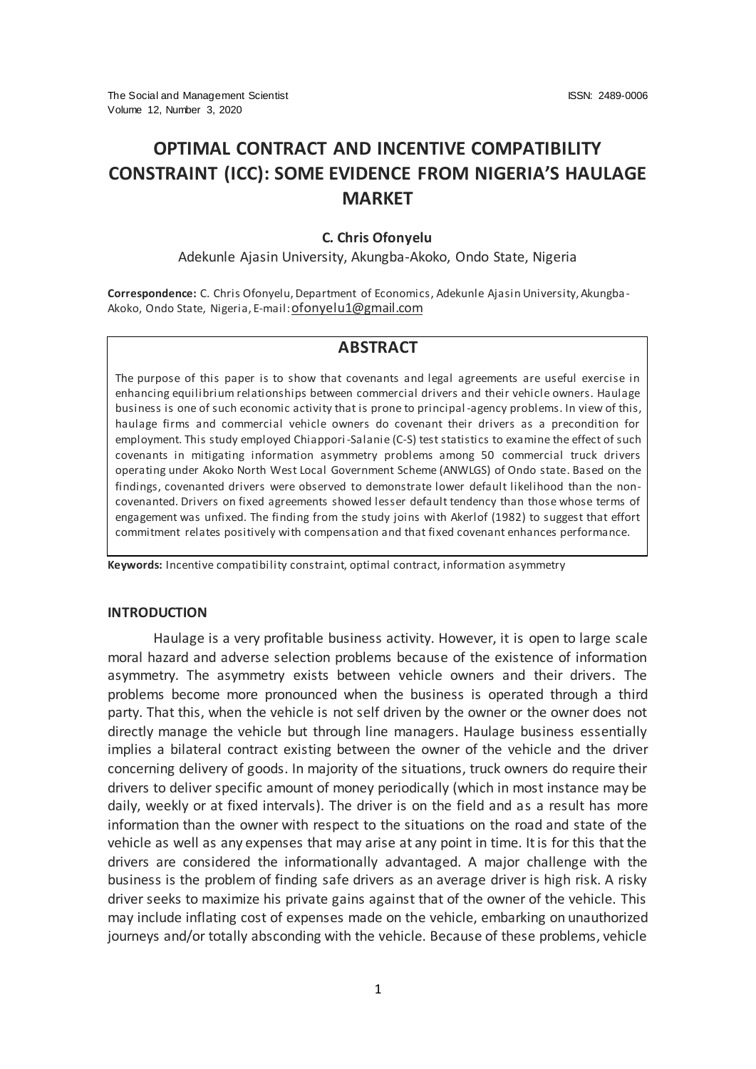# OPTIMAL CONTRACT AND INCENTIVE COMPATIBILITY CONSTRAINT (ICC): SOME EVIDENCE FROM NIGERIA'S HAULAGE MARKET

**C. Chris Ofonyelu**

Adekunle Ajasin University, Akungba-Akoko, Ondo State, Nigeria

**Correspondence:** C. Chris Ofonyelu, Department of Economics, Adekunle Ajasin University, Akungba-Akoko, Ondo State, Nigeria, E-mail: ofonyelu1@gmail.com

## ABSTRACT

The purpose of this paper is to show that covenants and legal agreements are useful exercise in enhancing equilibrium relationships between commercial drivers and their vehicle owners. Haulage business is one of such economic activity that is prone to principal-agency problems. In view of this, haulage firms and commercial vehicle owners do covenant their drivers as a precondition for employment. This study employed Chiappori-Salanie (C-S) test statistics to examine the effect of such covenants in mitigating information asymmetry problems among 50 commercial truck drivers operating under Akoko North West Local Government Scheme (ANWLGS) of Ondo state. Based on the findings, covenanted drivers were observed to demonstrate lower default likelihood than the non-covenanted. Drivers on fixed agreements showed lesser default tendency than those whose terms of engagement was unfixed. The finding from the study joins with Akerlof (1982) to suggest that effort commitment relates positively with compensation and that fixed covenant enhances performance.

**Keywords:** Incentive compatibility constraint, optimal contract, information asymmetry

## INTRODUCTION

Haulage is a very profitable business activity. However, it is open to large scale moral hazard and adverse selection problems because of the existence of information asymmetry. The asymmetry exists between vehicle owners and their drivers. The problems become more pronounced when the business is operated through a third party. That this, when the vehicle is not self driven by the owner or the owner does not directly manage the vehicle but through line managers. Haulage business essentially implies a bilateral contract existing between the owner of the vehicle and the driver concerning delivery of goods. In majority of the situations, truck owners do require their drivers to deliver specific amount of money periodically (which in most instance may be daily, weekly or at fixed intervals). The driver is on the field and as a result has more information than the owner with respect to the situations on the road and state of the vehicle as well as any expenses that may arise at any point in time. It is for this that the drivers are considered the informationally advantaged. A major challenge with the business is the problem of finding safe drivers as an average driver is high risk. A risky driver seeks to maximize his private gains against that of the owner of the vehicle. This may include inflating cost of expenses made on the vehicle, embarking on unauthorized journeys and/or totally absconding with the vehicle. Because of these problems, vehicle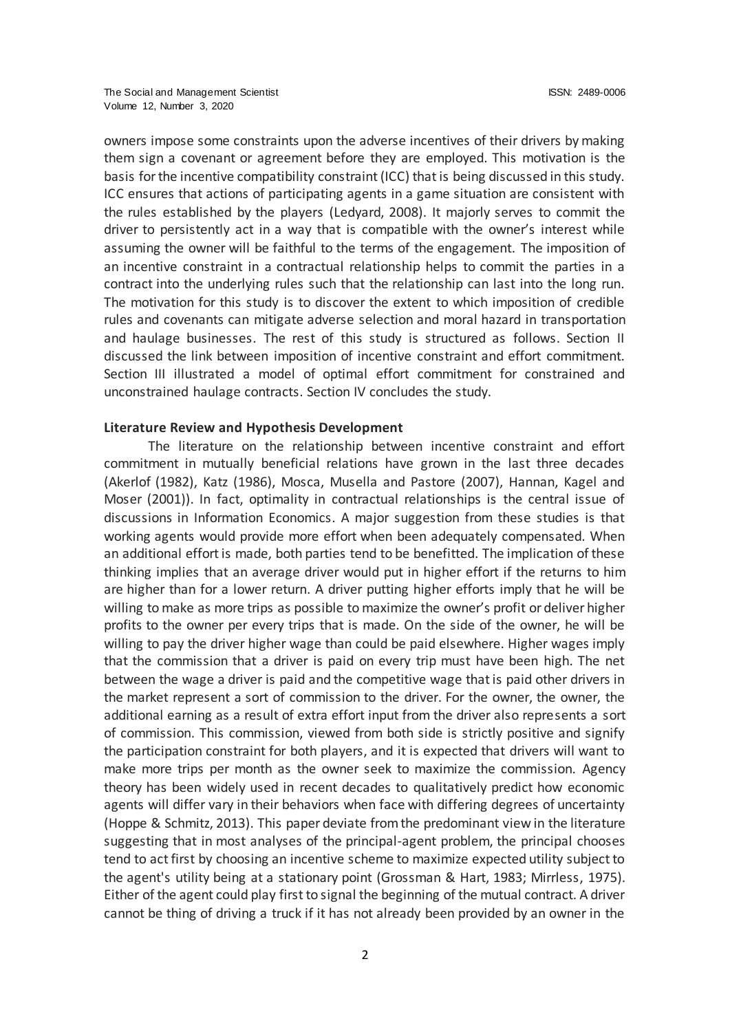owners impose some constraints upon the adverse incentives of their drivers by making them sign a covenant or agreement before they are employed. This motivation is the basis for the incentive compatibility constraint (ICC) that is being discussed in this study. ICC ensures that actions of participating agents in a game situation are consistent with the rules established by the players (Ledyard, 2008). It majorly serves to commit the driver to persistently act in a way that is compatible with the owner's interest while assuming the owner will be faithful to the terms of the engagement. The imposition of an incentive constraint in a contractual relationship helps to commit the parties in a contract into the underlying rules such that the relationship can last into the long run. The motivation for this study is to discover the extent to which imposition of credible rules and covenants can mitigate adverse selection and moral hazard in transportation and haulage businesses. The rest of this study is structured as follows. Section II discussed the link between imposition of incentive constraint and effort commitment. Section III illustrated a model of optimal effort commitment for constrained and unconstrained haulage contracts. Section IV concludes the study.

**Literature Review and Hypothesis Development**

The literature on the relationship between incentive constraint and effort commitment in mutually beneficial relations have grown in the last three decades (Akerlof (1982), Katz (1986), Mosca, Musella and Pastore (2007), Hannan, Kagel and Moser (2001)). In fact, optimality in contractual relationships is the central issue of discussions in Information Economics. A major suggestion from these studies is that working agents would provide more effort when been adequately compensated. When an additional effort is made, both parties tend to be benefitted. The implication of these thinking implies that an average driver would put in higher effort if the returns to him are higher than for a lower return. A driver putting higher efforts imply that he will be willing to make as more trips as possible to maximize the owner's profit or deliver higher profits to the owner per every trips that is made. On the side of the owner, he will be willing to pay the driver higher wage than could be paid elsewhere. Higher wages imply that the commission that a driver is paid on every trip must have been high. The net between the wage a driver is paid and the competitive wage that is paid other drivers in the market represent a sort of commission to the driver. For the owner, the owner, the additional earning as a result of extra effort input from the driver also represents a sort of commission. This commission, viewed from both side is strictly positive and signify the participation constraint for both players, and it is expected that drivers will want to make more trips per month as the owner seek to maximize the commission. Agency theory has been widely used in recent decades to qualitatively predict how economic agents will differ vary in their behaviors when face with differing degrees of uncertainty (Hoppe & Schmitz, 2013). This paper deviate from the predominant view in the literature suggesting that in most analyses of the principal-agent problem, the principal chooses tend to act first by choosing an incentive scheme to maximize expected utility subject to the agent's utility being at a stationary point (Grossman & Hart, 1983; Mirrless, 1975). Either of the agent could play first to signal the beginning of the mutual contract. A driver cannot be thing of driving a truck if it has not already been provided by an owner in the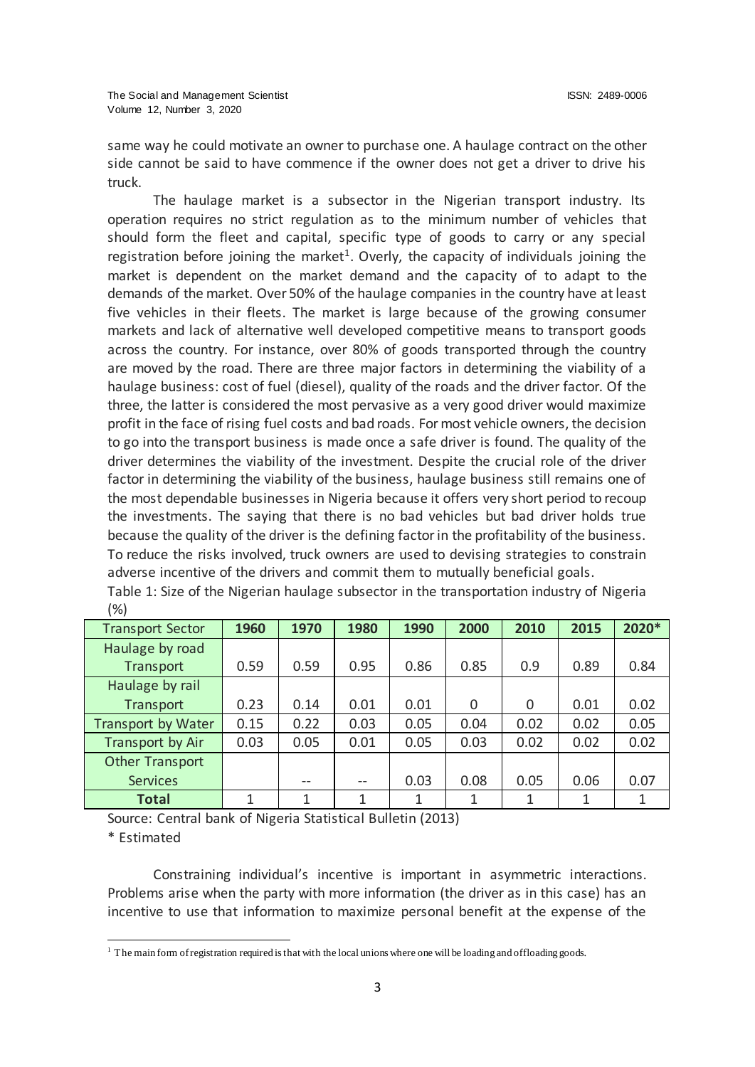same way he could motivate an owner to purchase one. A haulage contract on the other side cannot be said to have commence if the owner does not get a driver to drive his truck.

The haulage market is a subsector in the Nigerian transport industry. Its operation requires no strict regulation as to the minimum number of vehicles that should form the fleet and capital, specific type of goods to carry or any special registration before joining the market[1]. Overly, the capacity of individuals joining the market is dependent on the market demand and the capacity of to adapt to the demands of the market. Over 50% of the haulage companies in the country have at least five vehicles in their fleets. The market is large because of the growing consumer markets and lack of alternative well developed competitive means to transport goods across the country. For instance, over 80% of goods transported through the country are moved by the road. There are three major factors in determining the viability of a haulage business: cost of fuel (diesel), quality of the roads and the driver factor. Of the three, the latter is considered the most pervasive as a very good driver would maximize profit in the face of rising fuel costs and bad roads. For most vehicle owners, the decision to go into the transport business is made once a safe driver is found. The quality of the driver determines the viability of the investment. Despite the crucial role of the driver factor in determining the viability of the business, haulage business still remains one of the most dependable businesses in Nigeria because it offers very short period to recoup the investments. The saying that there is no bad vehicles but bad driver holds true because the quality of the driver is the defining factor in the profitability of the business. To reduce the risks involved, truck owners are used to devising strategies to constrain adverse incentive of the drivers and commit them to mutually beneficial goals.

Table 1: Size of the Nigerian haulage subsector in the transportation industry of Nigeria (%)

| Transport Sector | 1960 | 1970 | 1980 | 1990 | 2000 | 2010 | 2015 | 2020* |
|---|---|---|---|---|---|---|---|---|
| Haulage by road Transport | 0.59 | 0.59 | 0.95 | 0.86 | 0.85 | 0.9 | 0.89 | 0.84 |
| Haulage by rail Transport | 0.23 | 0.14 | 0.01 | 0.01 | 0 | 0 | 0.01 | 0.02 |
| Transport by Water | 0.15 | 0.22 | 0.03 | 0.05 | 0.04 | 0.02 | 0.02 | 0.05 |
| Transport by Air | 0.03 | 0.05 | 0.01 | 0.05 | 0.03 | 0.02 | 0.02 | 0.02 |
| Other Transport Services | | -- | -- | 0.03 | 0.08 | 0.05 | 0.06 | 0.07 |
| **Total** | 1 | 1 | 1 | 1 | 1 | 1 | 1 | 1 |

Source: Central bank of Nigeria Statistical Bulletin (2013)

\* Estimated

Constraining individual's incentive is important in asymmetric interactions. Problems arise when the party with more information (the driver as in this case) has an incentive to use that information to maximize personal benefit at the expense of the

[1] The main form of registration required is that with the local unions where one will be loading and offloading goods.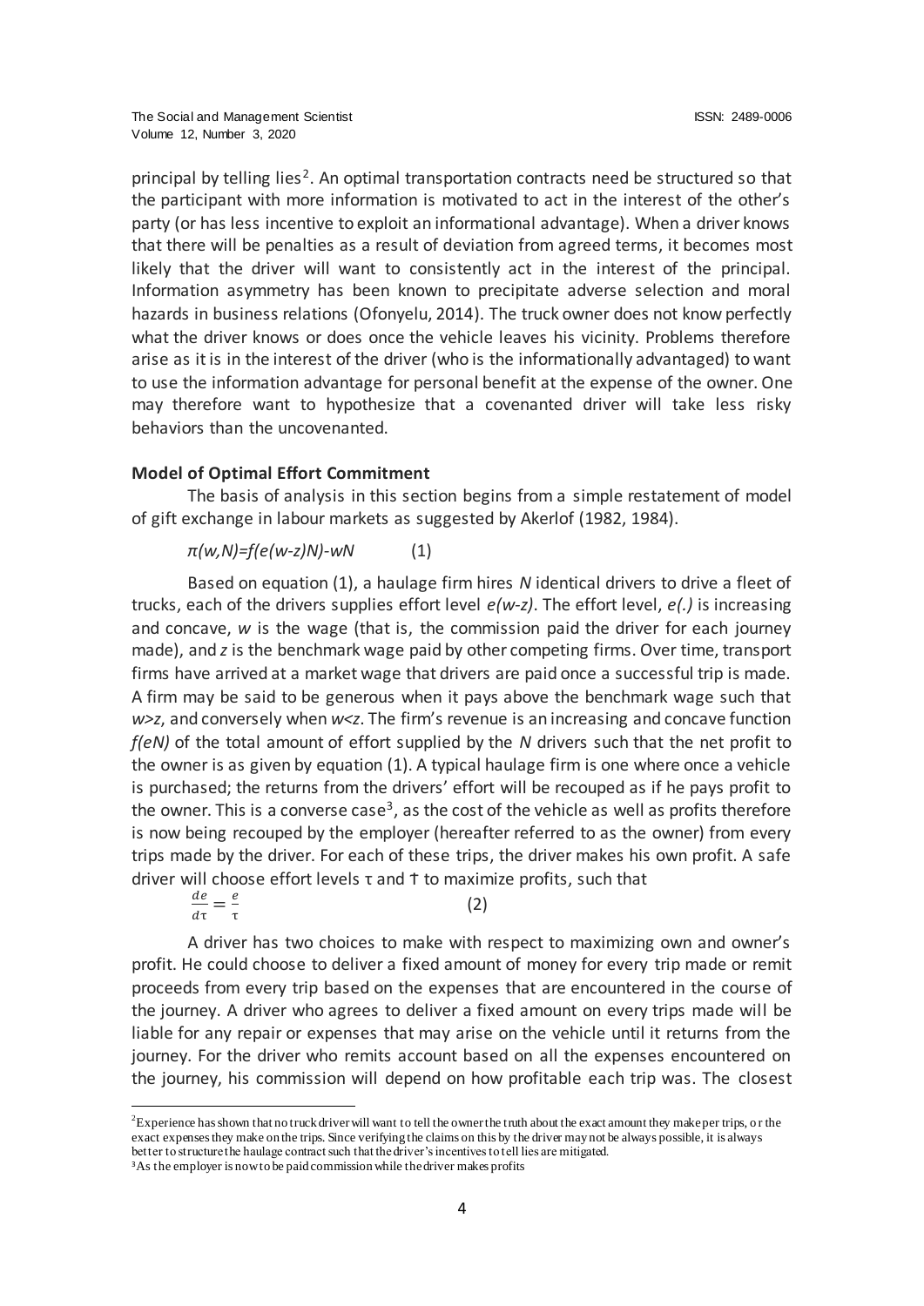principal by telling lies[2]. An optimal transportation contracts need be structured so that the participant with more information is motivated to act in the interest of the other's party (or has less incentive to exploit an informational advantage). When a driver knows that there will be penalties as a result of deviation from agreed terms, it becomes most likely that the driver will want to consistently act in the interest of the principal. Information asymmetry has been known to precipitate adverse selection and moral hazards in business relations (Ofonyelu, 2014). The truck owner does not know perfectly what the driver knows or does once the vehicle leaves his vicinity. Problems therefore arise as it is in the interest of the driver (who is the informationally advantaged) to want to use the information advantage for personal benefit at the expense of the owner. One may therefore want to hypothesize that a covenanted driver will take less risky behaviors than the uncovenanted.

**Model of Optimal Effort Commitment**

The basis of analysis in this section begins from a simple restatement of model of gift exchange in labour markets as suggested by Akerlof (1982, 1984).

$$\pi(w,N)=f(e(w-z)N)-wN \qquad (1)$$

Based on equation (1), a haulage firm hires $N$ identical drivers to drive a fleet of trucks, each of the drivers supplies effort level $e(w-z)$. The effort level, $e(.)$ is increasing and concave, $w$ is the wage (that is, the commission paid the driver for each journey made), and $z$ is the benchmark wage paid by other competing firms. Over time, transport firms have arrived at a market wage that drivers are paid once a successful trip is made. A firm may be said to be generous when it pays above the benchmark wage such that $w>z$, and conversely when $w<z$. The firm's revenue is an increasing and concave function $f(eN)$ of the total amount of effort supplied by the $N$ drivers such that the net profit to the owner is as given by equation (1). A typical haulage firm is one where once a vehicle is purchased; the returns from the drivers' effort will be recouped as if he pays profit to the owner. This is a converse case[3], as the cost of the vehicle as well as profits therefore is now being recouped by the employer (hereafter referred to as the owner) from every trips made by the driver. For each of these trips, the driver makes his own profit. A safe driver will choose effort levels τ and Ϯ to maximize profits, such that

$$\frac{de}{d\tau}=\frac{e}{\tau} \qquad (2)$$

A driver has two choices to make with respect to maximizing own and owner's profit. He could choose to deliver a fixed amount of money for every trip made or remit proceeds from every trip based on the expenses that are encountered in the course of the journey. A driver who agrees to deliver a fixed amount on every trips made will be liable for any repair or expenses that may arise on the vehicle until it returns from the journey. For the driver who remits account based on all the expenses encountered on the journey, his commission will depend on how profitable each trip was. The closest

[2] Experience has shown that no truck driver will want to tell the owner the truth about the exact amount they make per trips, or the exact expenses they make on the trips. Since verifying the claims on this by the driver may not be always possible, it is always better to structure the haulage contract such that the driver's incentives to tell lies are mitigated.

[3] As the employer is now to be paid commission while the driver makes profits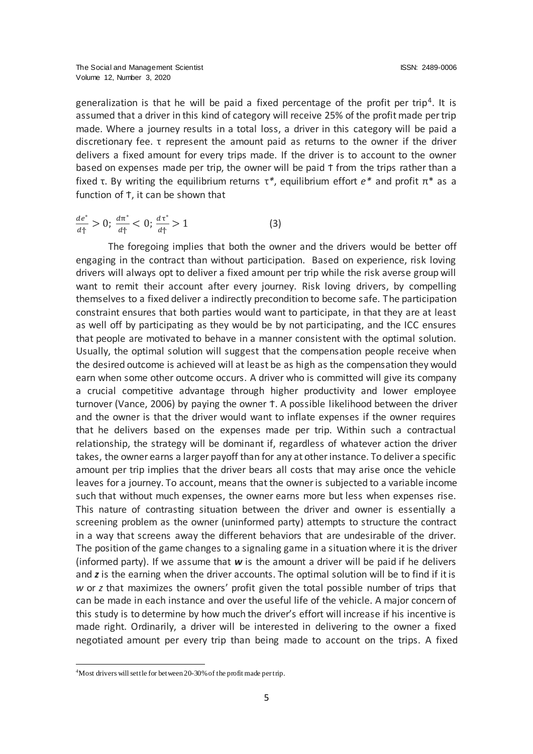generalization is that he will be paid a fixed percentage of the profit per trip[4]. It is assumed that a driver in this kind of category will receive 25% of the profit made per trip made. Where a journey results in a total loss, a driver in this category will be paid a discretionary fee. $\tau$ represent the amount paid as returns to the owner if the driver delivers a fixed amount for every trips made. If the driver is to account to the owner based on expenses made per trip, the owner will be paid Ƭ from the trips rather than a fixed $\tau$. By writing the equilibrium returns $\tau^*$, equilibrium effort $e^*$ and profit $\pi^*$ as a function of Ƭ, it can be shown that

$$\frac{de^*}{dƬ} > 0;\ \frac{d\pi^*}{dƬ} < 0;\ \frac{d\tau^*}{dƬ} > 1 \qquad (3)$$

The foregoing implies that both the owner and the drivers would be better off engaging in the contract than without participation. Based on experience, risk loving drivers will always opt to deliver a fixed amount per trip while the risk averse group will want to remit their account after every journey. Risk loving drivers, by compelling themselves to a fixed deliver a indirectly precondition to become safe. The participation constraint ensures that both parties would want to participate, in that they are at least as well off by participating as they would be by not participating, and the ICC ensures that people are motivated to behave in a manner consistent with the optimal solution. Usually, the optimal solution will suggest that the compensation people receive when the desired outcome is achieved will at least be as high as the compensation they would earn when some other outcome occurs. A driver who is committed will give its company a crucial competitive advantage through higher productivity and lower employee turnover (Vance, 2006) by paying the owner Ƭ. A possible likelihood between the driver and the owner is that the driver would want to inflate expenses if the owner requires that he delivers based on the expenses made per trip. Within such a contractual relationship, the strategy will be dominant if, regardless of whatever action the driver takes, the owner earns a larger payoff than for any at other instance. To deliver a specific amount per trip implies that the driver bears all costs that may arise once the vehicle leaves for a journey. To account, means that the owner is subjected to a variable income such that without much expenses, the owner earns more but less when expenses rise. This nature of contrasting situation between the driver and owner is essentially a screening problem as the owner (uninformed party) attempts to structure the contract in a way that screens away the different behaviors that are undesirable of the driver. The position of the game changes to a signaling game in a situation where it is the driver (informed party). If we assume that ***w*** is the amount a driver will be paid if he delivers and ***z*** is the earning when the driver accounts. The optimal solution will be to find if it is *w* or *z* that maximizes the owners' profit given the total possible number of trips that can be made in each instance and over the useful life of the vehicle. A major concern of this study is to determine by how much the driver's effort will increase if his incentive is made right. Ordinarily, a driver will be interested in delivering to the owner a fixed negotiated amount per every trip than being made to account on the trips. A fixed

[4] Most drivers will settle for between 20-30% of the profit made per trip.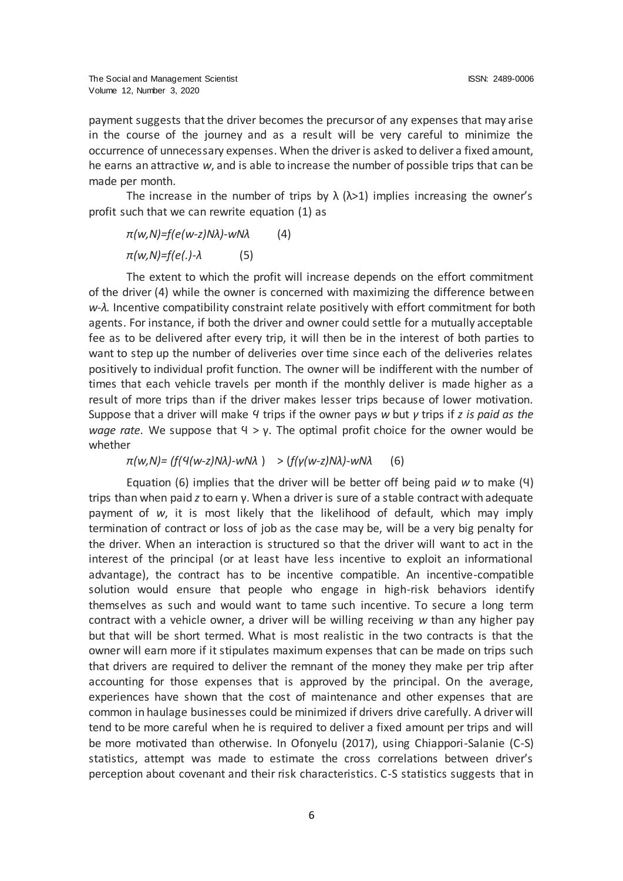payment suggests that the driver becomes the precursor of any expenses that may arise in the course of the journey and as a result will be very careful to minimize the occurrence of unnecessary expenses. When the driver is asked to deliver a fixed amount, he earns an attractive *w*, and is able to increase the number of possible trips that can be made per month.

The increase in the number of trips by λ (λ>1) implies increasing the owner's profit such that we can rewrite equation (1) as

$$\pi(w,N)=f(e(w-z)N\lambda)-wN\lambda \qquad (4)$$

$$\pi(w,N)=f(e(.)-\lambda \qquad (5)$$

The extent to which the profit will increase depends on the effort commitment of the driver (4) while the owner is concerned with maximizing the difference between *w-λ.* Incentive compatibility constraint relate positively with effort commitment for both agents. For instance, if both the driver and owner could settle for a mutually acceptable fee as to be delivered after every trip, it will then be in the interest of both parties to want to step up the number of deliveries over time since each of the deliveries relates positively to individual profit function. The owner will be indifferent with the number of times that each vehicle travels per month if the monthly deliver is made higher as a result of more trips than if the driver makes lesser trips because of lower motivation. Suppose that a driver will make Ч trips if the owner pays *w* but *γ* trips if *z is paid as the wage rate.* We suppose that Ч > γ. The optimal profit choice for the owner would be whether

$$\pi(w,N)= (f(Ч(w-z)N\lambda)-wN\lambda\ ) \quad > (f(\gamma(w-z)N\lambda)-wN\lambda \qquad (6)$$

Equation (6) implies that the driver will be better off being paid *w* to make (Ч) trips than when paid *z* to earn γ. When a driver is sure of a stable contract with adequate payment of *w*, it is most likely that the likelihood of default, which may imply termination of contract or loss of job as the case may be, will be a very big penalty for the driver. When an interaction is structured so that the driver will want to act in the interest of the principal (or at least have less incentive to exploit an informational advantage), the contract has to be incentive compatible. An incentive-compatible solution would ensure that people who engage in high-risk behaviors identify themselves as such and would want to tame such incentive. To secure a long term contract with a vehicle owner, a driver will be willing receiving *w* than any higher pay but that will be short termed. What is most realistic in the two contracts is that the owner will earn more if it stipulates maximum expenses that can be made on trips such that drivers are required to deliver the remnant of the money they make per trip after accounting for those expenses that is approved by the principal. On the average, experiences have shown that the cost of maintenance and other expenses that are common in haulage businesses could be minimized if drivers drive carefully. A driver will tend to be more careful when he is required to deliver a fixed amount per trips and will be more motivated than otherwise. In Ofonyelu (2017), using Chiappori-Salanie (C-S) statistics, attempt was made to estimate the cross correlations between driver's perception about covenant and their risk characteristics. C-S statistics suggests that in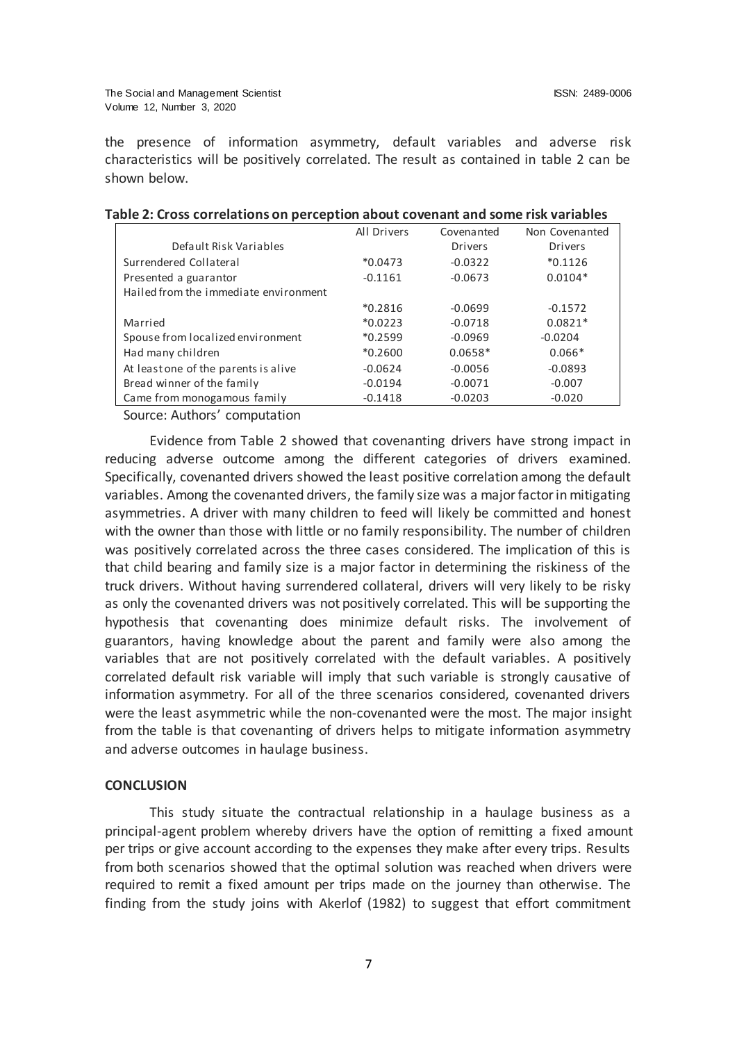the presence of information asymmetry, default variables and adverse risk characteristics will be positively correlated. The result as contained in table 2 can be shown below.

**Table 2: Cross correlations on perception about covenant and some risk variables**

| Default Risk Variables | All Drivers | Covenanted Drivers | Non Covenanted Drivers |
|---|---|---|---|
| Surrendered Collateral | *0.0473 | -0.0322 | *0.1126 |
| Presented a guarantor | -0.1161 | -0.0673 | 0.0104* |
| Hailed from the immediate environment | *0.2816 | -0.0699 | -0.1572 |
| Married | *0.0223 | -0.0718 | 0.0821* |
| Spouse from localized environment | *0.2599 | -0.0969 | -0.0204 |
| Had many children | *0.2600 | 0.0658* | 0.066* |
| At least one of the parents is alive | -0.0624 | -0.0056 | -0.0893 |
| Bread winner of the family | -0.0194 | -0.0071 | -0.007 |
| Came from monogamous family | -0.1418 | -0.0203 | -0.020 |

Source: Authors' computation

Evidence from Table 2 showed that covenanting drivers have strong impact in reducing adverse outcome among the different categories of drivers examined. Specifically, covenanted drivers showed the least positive correlation among the default variables. Among the covenanted drivers, the family size was a major factor in mitigating asymmetries. A driver with many children to feed will likely be committed and honest with the owner than those with little or no family responsibility. The number of children was positively correlated across the three cases considered. The implication of this is that child bearing and family size is a major factor in determining the riskiness of the truck drivers. Without having surrendered collateral, drivers will very likely to be risky as only the covenanted drivers was not positively correlated. This will be supporting the hypothesis that covenanting does minimize default risks. The involvement of guarantors, having knowledge about the parent and family were also among the variables that are not positively correlated with the default variables. A positively correlated default risk variable will imply that such variable is strongly causative of information asymmetry. For all of the three scenarios considered, covenanted drivers were the least asymmetric while the non-covenanted were the most. The major insight from the table is that covenanting of drivers helps to mitigate information asymmetry and adverse outcomes in haulage business.

## CONCLUSION

This study situate the contractual relationship in a haulage business as a principal-agent problem whereby drivers have the option of remitting a fixed amount per trips or give account according to the expenses they make after every trips. Results from both scenarios showed that the optimal solution was reached when drivers were required to remit a fixed amount per trips made on the journey than otherwise. The finding from the study joins with Akerlof (1982) to suggest that effort commitment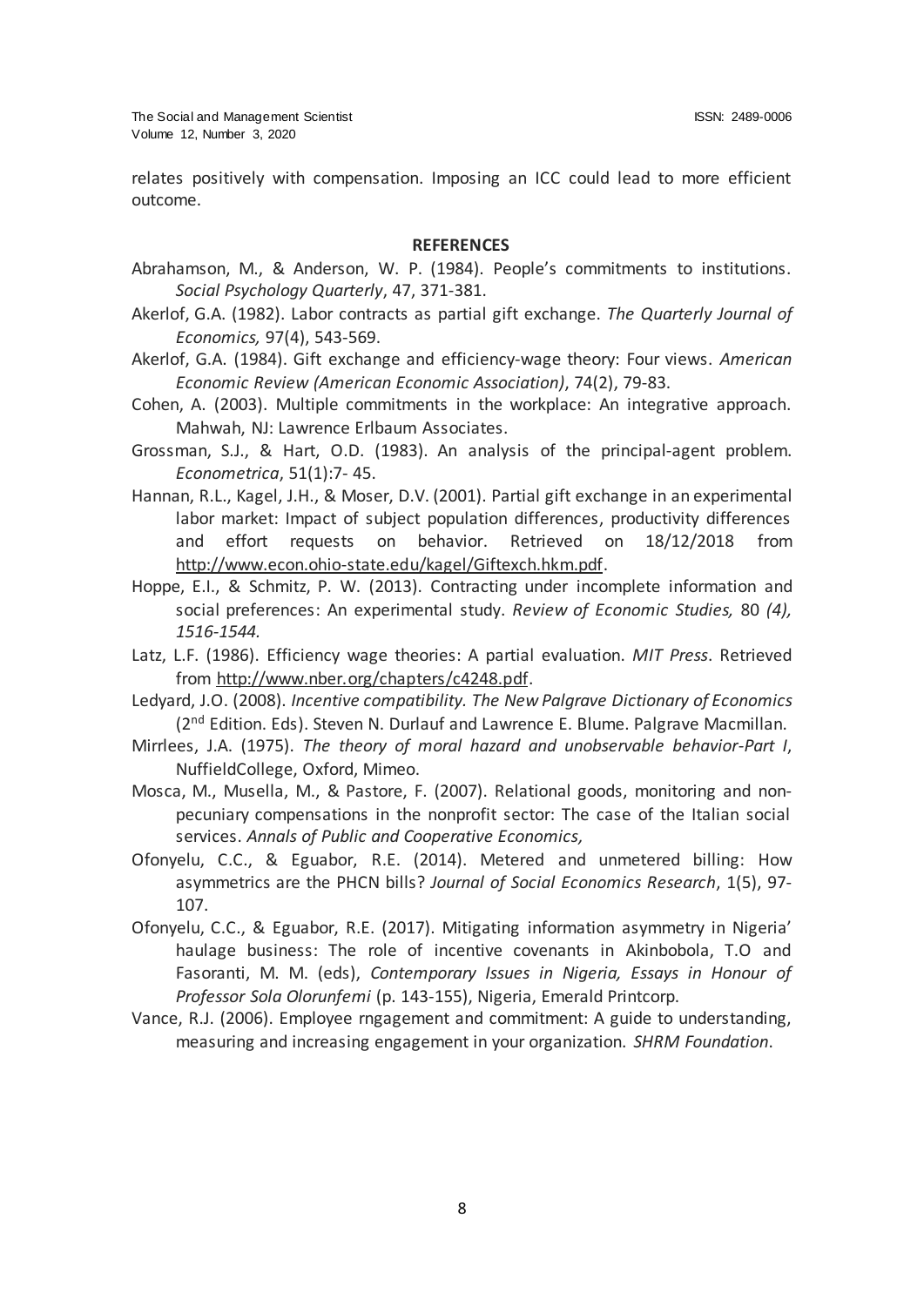relates positively with compensation. Imposing an ICC could lead to more efficient outcome.

## REFERENCES

Abrahamson, M., & Anderson, W. P. (1984). People's commitments to institutions. *Social Psychology Quarterly*, 47, 371-381.

Akerlof, G.A. (1982). Labor contracts as partial gift exchange. *The Quarterly Journal of Economics,* 97(4), 543-569.

Akerlof, G.A. (1984). Gift exchange and efficiency-wage theory: Four views. *American Economic Review (American Economic Association)*, 74(2), 79-83.

Cohen, A. (2003). Multiple commitments in the workplace: An integrative approach. Mahwah, NJ: Lawrence Erlbaum Associates.

Grossman, S.J., & Hart, O.D. (1983). An analysis of the principal-agent problem. *Econometrica*, 51(1):7- 45.

Hannan, R.L., Kagel, J.H., & Moser, D.V. (2001). Partial gift exchange in an experimental labor market: Impact of subject population differences, productivity differences and effort requests on behavior. Retrieved on 18/12/2018 from http://www.econ.ohio-state.edu/kagel/Giftexch.hkm.pdf.

Hoppe, E.I., & Schmitz, P. W. (2013). Contracting under incomplete information and social preferences: An experimental study. *Review of Economic Studies,* 80 *(4), 1516-1544.*

Latz, L.F. (1986). Efficiency wage theories: A partial evaluation. *MIT Press*. Retrieved from http://www.nber.org/chapters/c4248.pdf.

Ledyard, J.O. (2008). *Incentive compatibility. The New Palgrave Dictionary of Economics* (2nd Edition. Eds). Steven N. Durlauf and Lawrence E. Blume. Palgrave Macmillan.

Mirrlees, J.A. (1975). *The theory of moral hazard and unobservable behavior-Part I*, NuffieldCollege, Oxford, Mimeo.

Mosca, M., Musella, M., & Pastore, F. (2007). Relational goods, monitoring and non-pecuniary compensations in the nonprofit sector: The case of the Italian social services. *Annals of Public and Cooperative Economics,*

Ofonyelu, C.C., & Eguabor, R.E. (2014). Metered and unmetered billing: How asymmetrics are the PHCN bills? *Journal of Social Economics Research*, 1(5), 97-107.

Ofonyelu, C.C., & Eguabor, R.E. (2017). Mitigating information asymmetry in Nigeria' haulage business: The role of incentive covenants in Akinbobola, T.O and Fasoranti, M. M. (eds), *Contemporary Issues in Nigeria, Essays in Honour of Professor Sola Olorunfemi* (p. 143-155), Nigeria, Emerald Printcorp.

Vance, R.J. (2006). Employee rngagement and commitment: A guide to understanding, measuring and increasing engagement in your organization. *SHRM Foundation*.